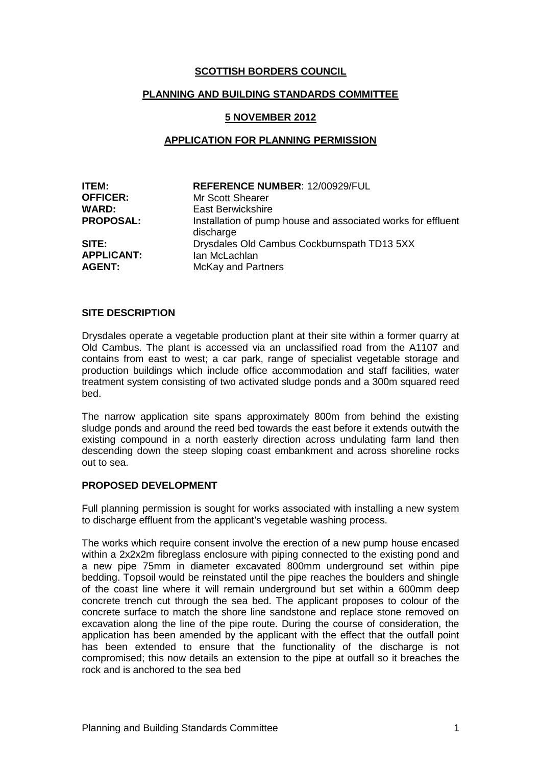**SCOTTISH BORDERS COUNCIL**

**PLANNING AND BUILDING STANDARDS COMMITTEE**

**5 NOVEMBER 2012**

**APPLICATION FOR PLANNING PERMISSION**

| | |
|---|---|
| **ITEM:** | **REFERENCE NUMBER**: 12/00929/FUL |
| **OFFICER:** | Mr Scott Shearer |
| **WARD:** | East Berwickshire |
| **PROPOSAL:** | Installation of pump house and associated works for effluent discharge |
| **SITE:** | Drysdales Old Cambus Cockburnspath TD13 5XX |
| **APPLICANT:** | Ian McLachlan |
| **AGENT:** | McKay and Partners |

**SITE DESCRIPTION**

Drysdales operate a vegetable production plant at their site within a former quarry at Old Cambus. The plant is accessed via an unclassified road from the A1107 and contains from east to west; a car park, range of specialist vegetable storage and production buildings which include office accommodation and staff facilities, water treatment system consisting of two activated sludge ponds and a 300m squared reed bed.

The narrow application site spans approximately 800m from behind the existing sludge ponds and around the reed bed towards the east before it extends outwith the existing compound in a north easterly direction across undulating farm land then descending down the steep sloping coast embankment and across shoreline rocks out to sea.

**PROPOSED DEVELOPMENT**

Full planning permission is sought for works associated with installing a new system to discharge effluent from the applicant's vegetable washing process.

The works which require consent involve the erection of a new pump house encased within a 2x2x2m fibreglass enclosure with piping connected to the existing pond and a new pipe 75mm in diameter excavated 800mm underground set within pipe bedding. Topsoil would be reinstated until the pipe reaches the boulders and shingle of the coast line where it will remain underground but set within a 600mm deep concrete trench cut through the sea bed. The applicant proposes to colour of the concrete surface to match the shore line sandstone and replace stone removed on excavation along the line of the pipe route. During the course of consideration, the application has been amended by the applicant with the effect that the outfall point has been extended to ensure that the functionality of the discharge is not compromised; this now details an extension to the pipe at outfall so it breaches the rock and is anchored to the sea bed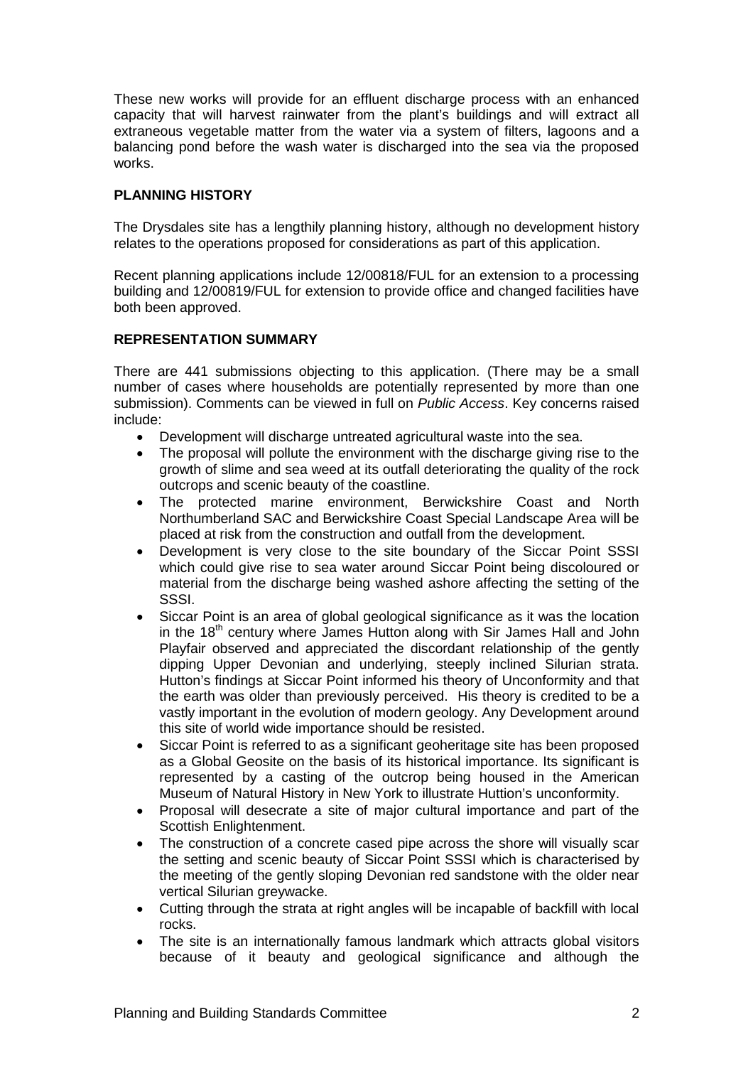These new works will provide for an effluent discharge process with an enhanced capacity that will harvest rainwater from the plant's buildings and will extract all extraneous vegetable matter from the water via a system of filters, lagoons and a balancing pond before the wash water is discharged into the sea via the proposed works.

**PLANNING HISTORY**

The Drysdales site has a lengthily planning history, although no development history relates to the operations proposed for considerations as part of this application.

Recent planning applications include 12/00818/FUL for an extension to a processing building and 12/00819/FUL for extension to provide office and changed facilities have both been approved.

**REPRESENTATION SUMMARY**

There are 441 submissions objecting to this application. (There may be a small number of cases where households are potentially represented by more than one submission). Comments can be viewed in full on *Public Access*. Key concerns raised include:

- Development will discharge untreated agricultural waste into the sea.
- The proposal will pollute the environment with the discharge giving rise to the growth of slime and sea weed at its outfall deteriorating the quality of the rock outcrops and scenic beauty of the coastline.
- The protected marine environment, Berwickshire Coast and North Northumberland SAC and Berwickshire Coast Special Landscape Area will be placed at risk from the construction and outfall from the development.
- Development is very close to the site boundary of the Siccar Point SSSI which could give rise to sea water around Siccar Point being discoloured or material from the discharge being washed ashore affecting the setting of the SSSI.
- Siccar Point is an area of global geological significance as it was the location in the 18th century where James Hutton along with Sir James Hall and John Playfair observed and appreciated the discordant relationship of the gently dipping Upper Devonian and underlying, steeply inclined Silurian strata. Hutton's findings at Siccar Point informed his theory of Unconformity and that the earth was older than previously perceived. His theory is credited to be a vastly important in the evolution of modern geology. Any Development around this site of world wide importance should be resisted.
- Siccar Point is referred to as a significant geoheritage site has been proposed as a Global Geosite on the basis of its historical importance. Its significant is represented by a casting of the outcrop being housed in the American Museum of Natural History in New York to illustrate Huttion's unconformity.
- Proposal will desecrate a site of major cultural importance and part of the Scottish Enlightenment.
- The construction of a concrete cased pipe across the shore will visually scar the setting and scenic beauty of Siccar Point SSSI which is characterised by the meeting of the gently sloping Devonian red sandstone with the older near vertical Silurian greywacke.
- Cutting through the strata at right angles will be incapable of backfill with local rocks.
- The site is an internationally famous landmark which attracts global visitors because of it beauty and geological significance and although the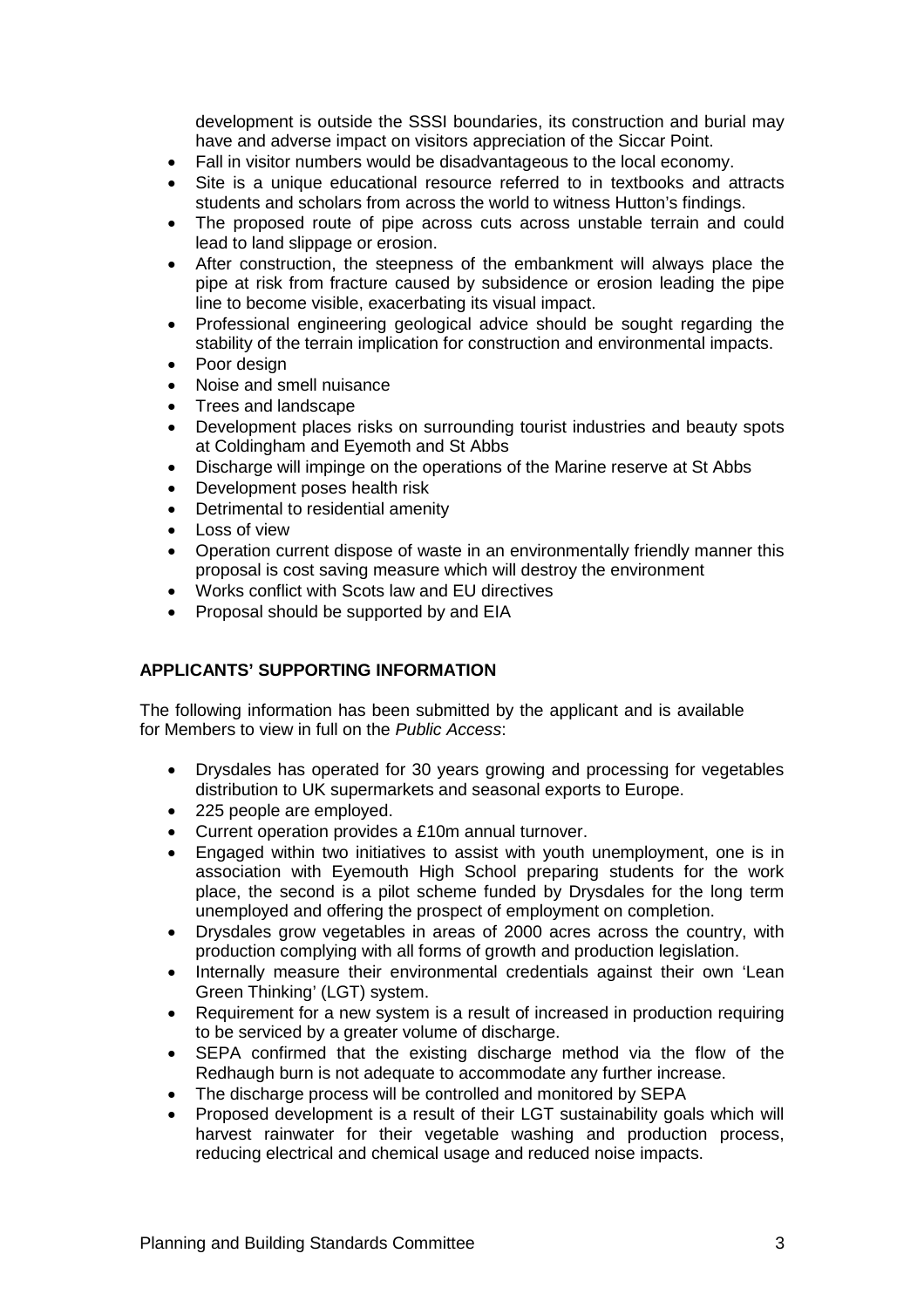development is outside the SSSI boundaries, its construction and burial may have and adverse impact on visitors appreciation of the Siccar Point.

- Fall in visitor numbers would be disadvantageous to the local economy.
- Site is a unique educational resource referred to in textbooks and attracts students and scholars from across the world to witness Hutton's findings.
- The proposed route of pipe across cuts across unstable terrain and could lead to land slippage or erosion.
- After construction, the steepness of the embankment will always place the pipe at risk from fracture caused by subsidence or erosion leading the pipe line to become visible, exacerbating its visual impact.
- Professional engineering geological advice should be sought regarding the stability of the terrain implication for construction and environmental impacts.
- Poor design
- Noise and smell nuisance
- Trees and landscape
- Development places risks on surrounding tourist industries and beauty spots at Coldingham and Eyemoth and St Abbs
- Discharge will impinge on the operations of the Marine reserve at St Abbs
- Development poses health risk
- Detrimental to residential amenity
- Loss of view
- Operation current dispose of waste in an environmentally friendly manner this proposal is cost saving measure which will destroy the environment
- Works conflict with Scots law and EU directives
- Proposal should be supported by and EIA

**APPLICANTS' SUPPORTING INFORMATION**

The following information has been submitted by the applicant and is available for Members to view in full on the *Public Access*:

- Drysdales has operated for 30 years growing and processing for vegetables distribution to UK supermarkets and seasonal exports to Europe.
- 225 people are employed.
- Current operation provides a £10m annual turnover.
- Engaged within two initiatives to assist with youth unemployment, one is in association with Eyemouth High School preparing students for the work place, the second is a pilot scheme funded by Drysdales for the long term unemployed and offering the prospect of employment on completion.
- Drysdales grow vegetables in areas of 2000 acres across the country, with production complying with all forms of growth and production legislation.
- Internally measure their environmental credentials against their own 'Lean Green Thinking' (LGT) system.
- Requirement for a new system is a result of increased in production requiring to be serviced by a greater volume of discharge.
- SEPA confirmed that the existing discharge method via the flow of the Redhaugh burn is not adequate to accommodate any further increase.
- The discharge process will be controlled and monitored by SEPA
- Proposed development is a result of their LGT sustainability goals which will harvest rainwater for their vegetable washing and production process, reducing electrical and chemical usage and reduced noise impacts.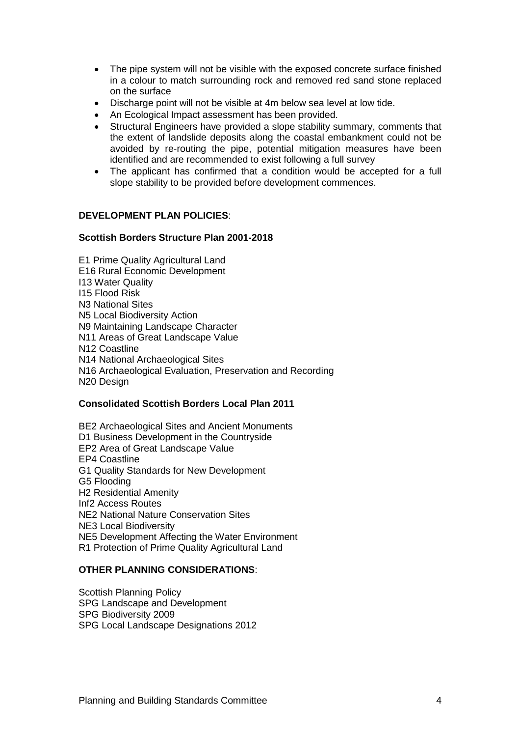- The pipe system will not be visible with the exposed concrete surface finished in a colour to match surrounding rock and removed red sand stone replaced on the surface
- Discharge point will not be visible at 4m below sea level at low tide.
- An Ecological Impact assessment has been provided.
- Structural Engineers have provided a slope stability summary, comments that the extent of landslide deposits along the coastal embankment could not be avoided by re-routing the pipe, potential mitigation measures have been identified and are recommended to exist following a full survey
- The applicant has confirmed that a condition would be accepted for a full slope stability to be provided before development commences.

**DEVELOPMENT PLAN POLICIES**:

**Scottish Borders Structure Plan 2001-2018**

E1 Prime Quality Agricultural Land
E16 Rural Economic Development
I13 Water Quality
I15 Flood Risk
N3 National Sites
N5 Local Biodiversity Action
N9 Maintaining Landscape Character
N11 Areas of Great Landscape Value
N12 Coastline
N14 National Archaeological Sites
N16 Archaeological Evaluation, Preservation and Recording
N20 Design

**Consolidated Scottish Borders Local Plan 2011**

BE2 Archaeological Sites and Ancient Monuments
D1 Business Development in the Countryside
EP2 Area of Great Landscape Value
EP4 Coastline
G1 Quality Standards for New Development
G5 Flooding
H2 Residential Amenity
Inf2 Access Routes
NE2 National Nature Conservation Sites
NE3 Local Biodiversity
NE5 Development Affecting the Water Environment
R1 Protection of Prime Quality Agricultural Land

**OTHER PLANNING CONSIDERATIONS**:

Scottish Planning Policy
SPG Landscape and Development
SPG Biodiversity 2009
SPG Local Landscape Designations 2012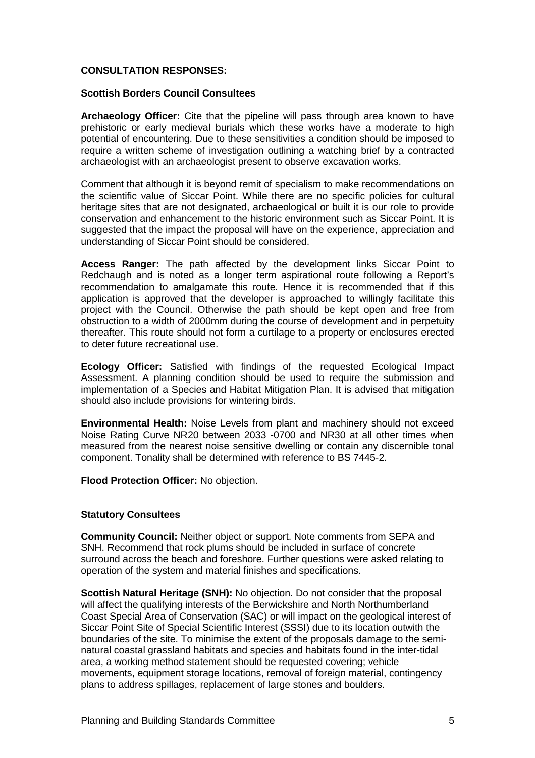**CONSULTATION RESPONSES:**

**Scottish Borders Council Consultees**

**Archaeology Officer:** Cite that the pipeline will pass through area known to have prehistoric or early medieval burials which these works have a moderate to high potential of encountering. Due to these sensitivities a condition should be imposed to require a written scheme of investigation outlining a watching brief by a contracted archaeologist with an archaeologist present to observe excavation works.

Comment that although it is beyond remit of specialism to make recommendations on the scientific value of Siccar Point. While there are no specific policies for cultural heritage sites that are not designated, archaeological or built it is our role to provide conservation and enhancement to the historic environment such as Siccar Point. It is suggested that the impact the proposal will have on the experience, appreciation and understanding of Siccar Point should be considered.

**Access Ranger:** The path affected by the development links Siccar Point to Redchaugh and is noted as a longer term aspirational route following a Report's recommendation to amalgamate this route. Hence it is recommended that if this application is approved that the developer is approached to willingly facilitate this project with the Council. Otherwise the path should be kept open and free from obstruction to a width of 2000mm during the course of development and in perpetuity thereafter. This route should not form a curtilage to a property or enclosures erected to deter future recreational use.

**Ecology Officer:** Satisfied with findings of the requested Ecological Impact Assessment. A planning condition should be used to require the submission and implementation of a Species and Habitat Mitigation Plan. It is advised that mitigation should also include provisions for wintering birds.

**Environmental Health:** Noise Levels from plant and machinery should not exceed Noise Rating Curve NR20 between 2033 -0700 and NR30 at all other times when measured from the nearest noise sensitive dwelling or contain any discernible tonal component. Tonality shall be determined with reference to BS 7445-2.

**Flood Protection Officer:** No objection.

**Statutory Consultees**

**Community Council:** Neither object or support. Note comments from SEPA and SNH. Recommend that rock plums should be included in surface of concrete surround across the beach and foreshore. Further questions were asked relating to operation of the system and material finishes and specifications.

**Scottish Natural Heritage (SNH):** No objection. Do not consider that the proposal will affect the qualifying interests of the Berwickshire and North Northumberland Coast Special Area of Conservation (SAC) or will impact on the geological interest of Siccar Point Site of Special Scientific Interest (SSSI) due to its location outwith the boundaries of the site. To minimise the extent of the proposals damage to the semi-natural coastal grassland habitats and species and habitats found in the inter-tidal area, a working method statement should be requested covering; vehicle movements, equipment storage locations, removal of foreign material, contingency plans to address spillages, replacement of large stones and boulders.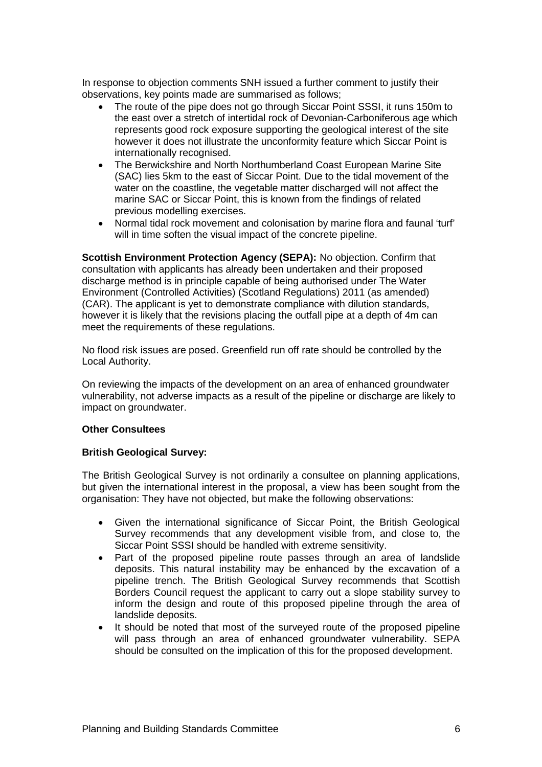In response to objection comments SNH issued a further comment to justify their observations, key points made are summarised as follows;

- The route of the pipe does not go through Siccar Point SSSI, it runs 150m to the east over a stretch of intertidal rock of Devonian-Carboniferous age which represents good rock exposure supporting the geological interest of the site however it does not illustrate the unconformity feature which Siccar Point is internationally recognised.
- The Berwickshire and North Northumberland Coast European Marine Site (SAC) lies 5km to the east of Siccar Point. Due to the tidal movement of the water on the coastline, the vegetable matter discharged will not affect the marine SAC or Siccar Point, this is known from the findings of related previous modelling exercises.
- Normal tidal rock movement and colonisation by marine flora and faunal 'turf' will in time soften the visual impact of the concrete pipeline.

**Scottish Environment Protection Agency (SEPA):** No objection. Confirm that consultation with applicants has already been undertaken and their proposed discharge method is in principle capable of being authorised under The Water Environment (Controlled Activities) (Scotland Regulations) 2011 (as amended) (CAR). The applicant is yet to demonstrate compliance with dilution standards, however it is likely that the revisions placing the outfall pipe at a depth of 4m can meet the requirements of these regulations.

No flood risk issues are posed. Greenfield run off rate should be controlled by the Local Authority.

On reviewing the impacts of the development on an area of enhanced groundwater vulnerability, not adverse impacts as a result of the pipeline or discharge are likely to impact on groundwater.

**Other Consultees**

**British Geological Survey:**

The British Geological Survey is not ordinarily a consultee on planning applications, but given the international interest in the proposal, a view has been sought from the organisation: They have not objected, but make the following observations:

- Given the international significance of Siccar Point, the British Geological Survey recommends that any development visible from, and close to, the Siccar Point SSSI should be handled with extreme sensitivity.
- Part of the proposed pipeline route passes through an area of landslide deposits. This natural instability may be enhanced by the excavation of a pipeline trench. The British Geological Survey recommends that Scottish Borders Council request the applicant to carry out a slope stability survey to inform the design and route of this proposed pipeline through the area of landslide deposits.
- It should be noted that most of the surveyed route of the proposed pipeline will pass through an area of enhanced groundwater vulnerability. SEPA should be consulted on the implication of this for the proposed development.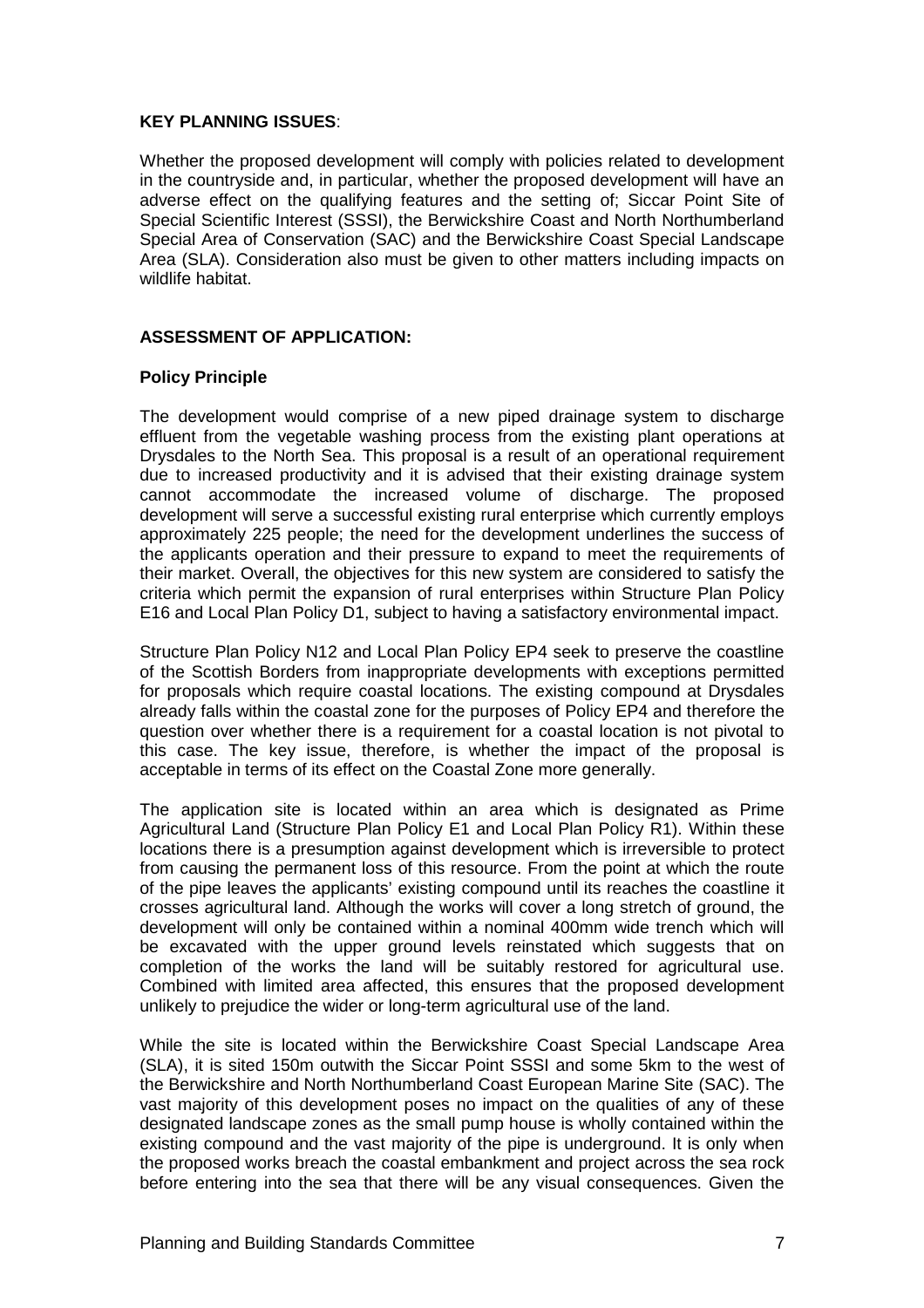**KEY PLANNING ISSUES**:

Whether the proposed development will comply with policies related to development in the countryside and, in particular, whether the proposed development will have an adverse effect on the qualifying features and the setting of; Siccar Point Site of Special Scientific Interest (SSSI), the Berwickshire Coast and North Northumberland Special Area of Conservation (SAC) and the Berwickshire Coast Special Landscape Area (SLA). Consideration also must be given to other matters including impacts on wildlife habitat.

**ASSESSMENT OF APPLICATION:**

**Policy Principle**

The development would comprise of a new piped drainage system to discharge effluent from the vegetable washing process from the existing plant operations at Drysdales to the North Sea. This proposal is a result of an operational requirement due to increased productivity and it is advised that their existing drainage system cannot accommodate the increased volume of discharge. The proposed development will serve a successful existing rural enterprise which currently employs approximately 225 people; the need for the development underlines the success of the applicants operation and their pressure to expand to meet the requirements of their market. Overall, the objectives for this new system are considered to satisfy the criteria which permit the expansion of rural enterprises within Structure Plan Policy E16 and Local Plan Policy D1, subject to having a satisfactory environmental impact.

Structure Plan Policy N12 and Local Plan Policy EP4 seek to preserve the coastline of the Scottish Borders from inappropriate developments with exceptions permitted for proposals which require coastal locations. The existing compound at Drysdales already falls within the coastal zone for the purposes of Policy EP4 and therefore the question over whether there is a requirement for a coastal location is not pivotal to this case. The key issue, therefore, is whether the impact of the proposal is acceptable in terms of its effect on the Coastal Zone more generally.

The application site is located within an area which is designated as Prime Agricultural Land (Structure Plan Policy E1 and Local Plan Policy R1). Within these locations there is a presumption against development which is irreversible to protect from causing the permanent loss of this resource. From the point at which the route of the pipe leaves the applicants' existing compound until its reaches the coastline it crosses agricultural land. Although the works will cover a long stretch of ground, the development will only be contained within a nominal 400mm wide trench which will be excavated with the upper ground levels reinstated which suggests that on completion of the works the land will be suitably restored for agricultural use. Combined with limited area affected, this ensures that the proposed development unlikely to prejudice the wider or long-term agricultural use of the land.

While the site is located within the Berwickshire Coast Special Landscape Area (SLA), it is sited 150m outwith the Siccar Point SSSI and some 5km to the west of the Berwickshire and North Northumberland Coast European Marine Site (SAC). The vast majority of this development poses no impact on the qualities of any of these designated landscape zones as the small pump house is wholly contained within the existing compound and the vast majority of the pipe is underground. It is only when the proposed works breach the coastal embankment and project across the sea rock before entering into the sea that there will be any visual consequences. Given the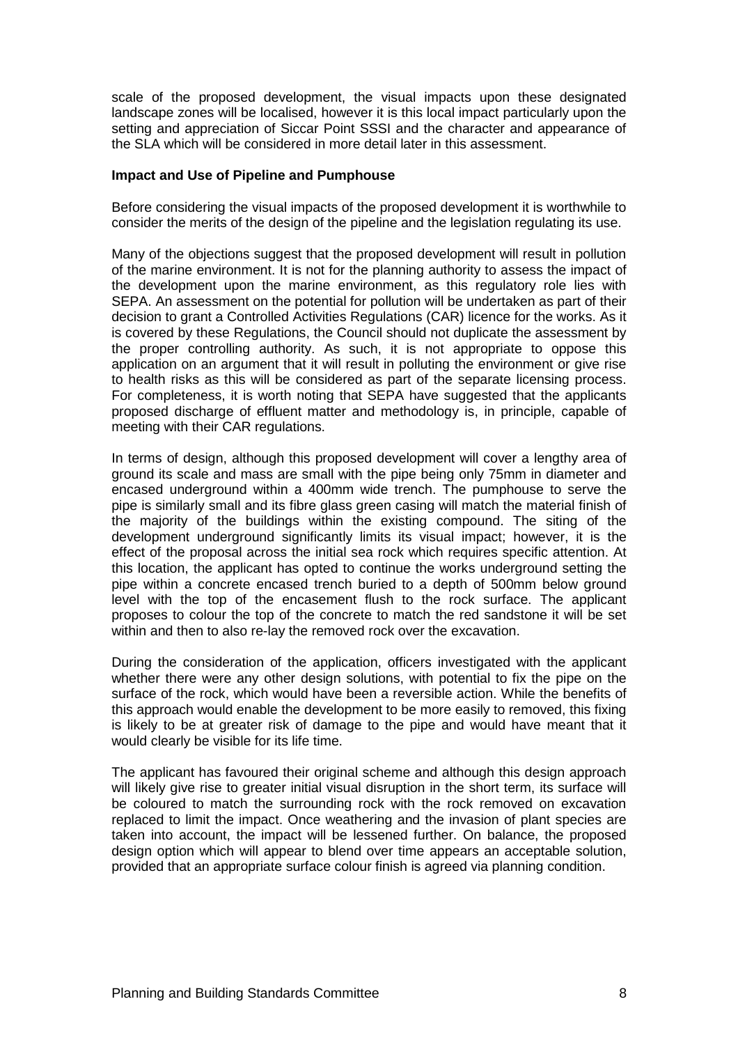scale of the proposed development, the visual impacts upon these designated landscape zones will be localised, however it is this local impact particularly upon the setting and appreciation of Siccar Point SSSI and the character and appearance of the SLA which will be considered in more detail later in this assessment.

**Impact and Use of Pipeline and Pumphouse**

Before considering the visual impacts of the proposed development it is worthwhile to consider the merits of the design of the pipeline and the legislation regulating its use.

Many of the objections suggest that the proposed development will result in pollution of the marine environment. It is not for the planning authority to assess the impact of the development upon the marine environment, as this regulatory role lies with SEPA. An assessment on the potential for pollution will be undertaken as part of their decision to grant a Controlled Activities Regulations (CAR) licence for the works. As it is covered by these Regulations, the Council should not duplicate the assessment by the proper controlling authority. As such, it is not appropriate to oppose this application on an argument that it will result in polluting the environment or give rise to health risks as this will be considered as part of the separate licensing process. For completeness, it is worth noting that SEPA have suggested that the applicants proposed discharge of effluent matter and methodology is, in principle, capable of meeting with their CAR regulations.

In terms of design, although this proposed development will cover a lengthy area of ground its scale and mass are small with the pipe being only 75mm in diameter and encased underground within a 400mm wide trench. The pumphouse to serve the pipe is similarly small and its fibre glass green casing will match the material finish of the majority of the buildings within the existing compound. The siting of the development underground significantly limits its visual impact; however, it is the effect of the proposal across the initial sea rock which requires specific attention. At this location, the applicant has opted to continue the works underground setting the pipe within a concrete encased trench buried to a depth of 500mm below ground level with the top of the encasement flush to the rock surface. The applicant proposes to colour the top of the concrete to match the red sandstone it will be set within and then to also re-lay the removed rock over the excavation.

During the consideration of the application, officers investigated with the applicant whether there were any other design solutions, with potential to fix the pipe on the surface of the rock, which would have been a reversible action. While the benefits of this approach would enable the development to be more easily to removed, this fixing is likely to be at greater risk of damage to the pipe and would have meant that it would clearly be visible for its life time.

The applicant has favoured their original scheme and although this design approach will likely give rise to greater initial visual disruption in the short term, its surface will be coloured to match the surrounding rock with the rock removed on excavation replaced to limit the impact. Once weathering and the invasion of plant species are taken into account, the impact will be lessened further. On balance, the proposed design option which will appear to blend over time appears an acceptable solution, provided that an appropriate surface colour finish is agreed via planning condition.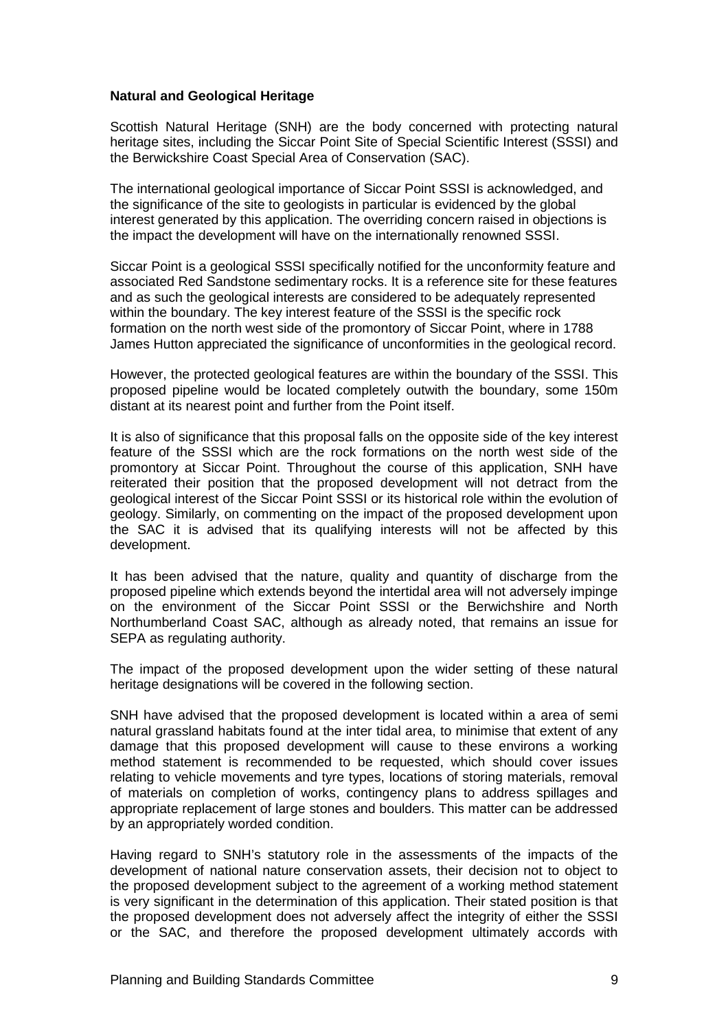**Natural and Geological Heritage**

Scottish Natural Heritage (SNH) are the body concerned with protecting natural heritage sites, including the Siccar Point Site of Special Scientific Interest (SSSI) and the Berwickshire Coast Special Area of Conservation (SAC).

The international geological importance of Siccar Point SSSI is acknowledged, and the significance of the site to geologists in particular is evidenced by the global interest generated by this application. The overriding concern raised in objections is the impact the development will have on the internationally renowned SSSI.

Siccar Point is a geological SSSI specifically notified for the unconformity feature and associated Red Sandstone sedimentary rocks. It is a reference site for these features and as such the geological interests are considered to be adequately represented within the boundary. The key interest feature of the SSSI is the specific rock formation on the north west side of the promontory of Siccar Point, where in 1788 James Hutton appreciated the significance of unconformities in the geological record.

However, the protected geological features are within the boundary of the SSSI. This proposed pipeline would be located completely outwith the boundary, some 150m distant at its nearest point and further from the Point itself.

It is also of significance that this proposal falls on the opposite side of the key interest feature of the SSSI which are the rock formations on the north west side of the promontory at Siccar Point. Throughout the course of this application, SNH have reiterated their position that the proposed development will not detract from the geological interest of the Siccar Point SSSI or its historical role within the evolution of geology. Similarly, on commenting on the impact of the proposed development upon the SAC it is advised that its qualifying interests will not be affected by this development.

It has been advised that the nature, quality and quantity of discharge from the proposed pipeline which extends beyond the intertidal area will not adversely impinge on the environment of the Siccar Point SSSI or the Berwichshire and North Northumberland Coast SAC, although as already noted, that remains an issue for SEPA as regulating authority.

The impact of the proposed development upon the wider setting of these natural heritage designations will be covered in the following section.

SNH have advised that the proposed development is located within a area of semi natural grassland habitats found at the inter tidal area, to minimise that extent of any damage that this proposed development will cause to these environs a working method statement is recommended to be requested, which should cover issues relating to vehicle movements and tyre types, locations of storing materials, removal of materials on completion of works, contingency plans to address spillages and appropriate replacement of large stones and boulders. This matter can be addressed by an appropriately worded condition.

Having regard to SNH's statutory role in the assessments of the impacts of the development of national nature conservation assets, their decision not to object to the proposed development subject to the agreement of a working method statement is very significant in the determination of this application. Their stated position is that the proposed development does not adversely affect the integrity of either the SSSI or the SAC, and therefore the proposed development ultimately accords with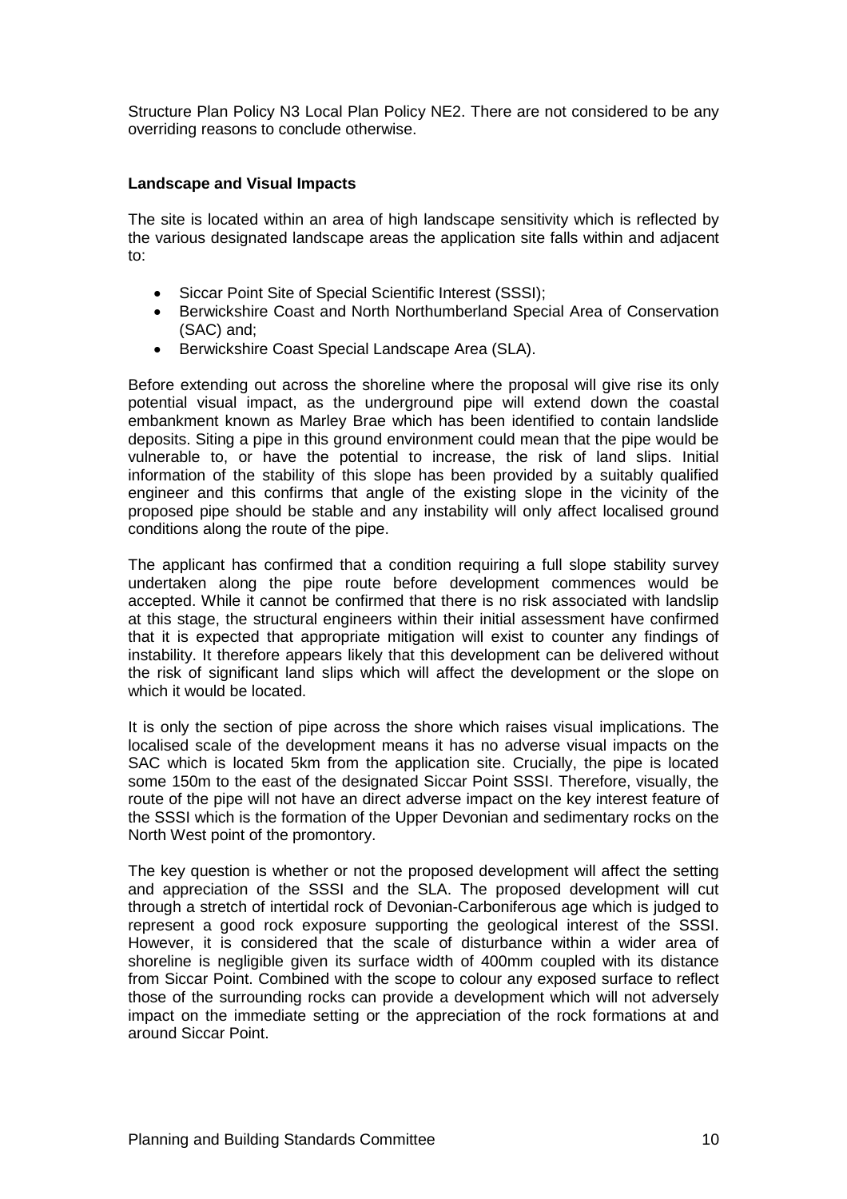Structure Plan Policy N3 Local Plan Policy NE2. There are not considered to be any overriding reasons to conclude otherwise.

**Landscape and Visual Impacts**

The site is located within an area of high landscape sensitivity which is reflected by the various designated landscape areas the application site falls within and adjacent to:

- Siccar Point Site of Special Scientific Interest (SSSI);
- Berwickshire Coast and North Northumberland Special Area of Conservation (SAC) and;
- Berwickshire Coast Special Landscape Area (SLA).

Before extending out across the shoreline where the proposal will give rise its only potential visual impact, as the underground pipe will extend down the coastal embankment known as Marley Brae which has been identified to contain landslide deposits. Siting a pipe in this ground environment could mean that the pipe would be vulnerable to, or have the potential to increase, the risk of land slips. Initial information of the stability of this slope has been provided by a suitably qualified engineer and this confirms that angle of the existing slope in the vicinity of the proposed pipe should be stable and any instability will only affect localised ground conditions along the route of the pipe.

The applicant has confirmed that a condition requiring a full slope stability survey undertaken along the pipe route before development commences would be accepted. While it cannot be confirmed that there is no risk associated with landslip at this stage, the structural engineers within their initial assessment have confirmed that it is expected that appropriate mitigation will exist to counter any findings of instability. It therefore appears likely that this development can be delivered without the risk of significant land slips which will affect the development or the slope on which it would be located.

It is only the section of pipe across the shore which raises visual implications. The localised scale of the development means it has no adverse visual impacts on the SAC which is located 5km from the application site. Crucially, the pipe is located some 150m to the east of the designated Siccar Point SSSI. Therefore, visually, the route of the pipe will not have an direct adverse impact on the key interest feature of the SSSI which is the formation of the Upper Devonian and sedimentary rocks on the North West point of the promontory.

The key question is whether or not the proposed development will affect the setting and appreciation of the SSSI and the SLA. The proposed development will cut through a stretch of intertidal rock of Devonian-Carboniferous age which is judged to represent a good rock exposure supporting the geological interest of the SSSI. However, it is considered that the scale of disturbance within a wider area of shoreline is negligible given its surface width of 400mm coupled with its distance from Siccar Point. Combined with the scope to colour any exposed surface to reflect those of the surrounding rocks can provide a development which will not adversely impact on the immediate setting or the appreciation of the rock formations at and around Siccar Point.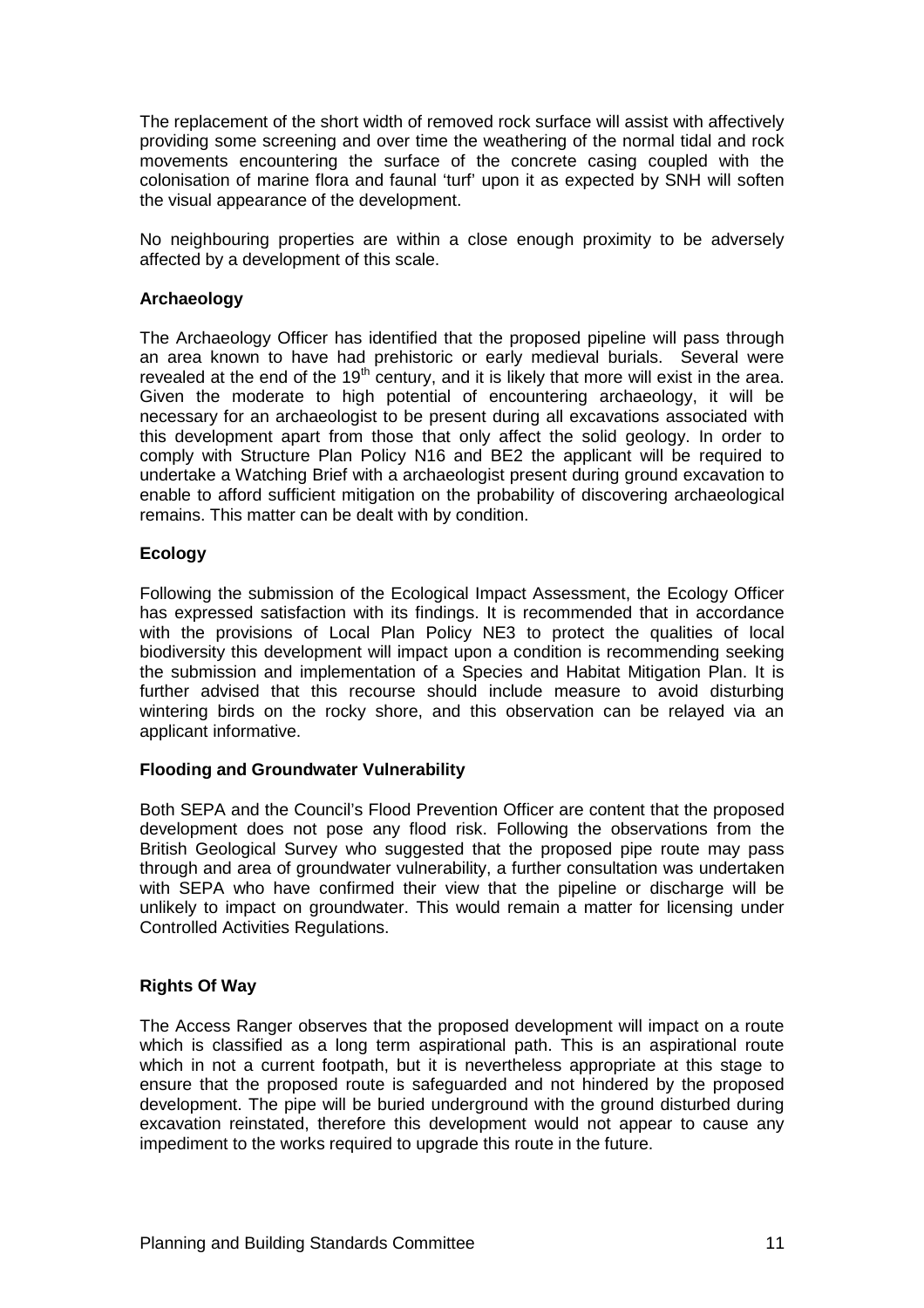The replacement of the short width of removed rock surface will assist with affectively providing some screening and over time the weathering of the normal tidal and rock movements encountering the surface of the concrete casing coupled with the colonisation of marine flora and faunal 'turf' upon it as expected by SNH will soften the visual appearance of the development.

No neighbouring properties are within a close enough proximity to be adversely affected by a development of this scale.

**Archaeology**

The Archaeology Officer has identified that the proposed pipeline will pass through an area known to have had prehistoric or early medieval burials. Several were revealed at the end of the 19th century, and it is likely that more will exist in the area. Given the moderate to high potential of encountering archaeology, it will be necessary for an archaeologist to be present during all excavations associated with this development apart from those that only affect the solid geology. In order to comply with Structure Plan Policy N16 and BE2 the applicant will be required to undertake a Watching Brief with a archaeologist present during ground excavation to enable to afford sufficient mitigation on the probability of discovering archaeological remains. This matter can be dealt with by condition.

**Ecology**

Following the submission of the Ecological Impact Assessment, the Ecology Officer has expressed satisfaction with its findings. It is recommended that in accordance with the provisions of Local Plan Policy NE3 to protect the qualities of local biodiversity this development will impact upon a condition is recommending seeking the submission and implementation of a Species and Habitat Mitigation Plan. It is further advised that this recourse should include measure to avoid disturbing wintering birds on the rocky shore, and this observation can be relayed via an applicant informative.

**Flooding and Groundwater Vulnerability**

Both SEPA and the Council's Flood Prevention Officer are content that the proposed development does not pose any flood risk. Following the observations from the British Geological Survey who suggested that the proposed pipe route may pass through and area of groundwater vulnerability, a further consultation was undertaken with SEPA who have confirmed their view that the pipeline or discharge will be unlikely to impact on groundwater. This would remain a matter for licensing under Controlled Activities Regulations.

**Rights Of Way**

The Access Ranger observes that the proposed development will impact on a route which is classified as a long term aspirational path. This is an aspirational route which in not a current footpath, but it is nevertheless appropriate at this stage to ensure that the proposed route is safeguarded and not hindered by the proposed development. The pipe will be buried underground with the ground disturbed during excavation reinstated, therefore this development would not appear to cause any impediment to the works required to upgrade this route in the future.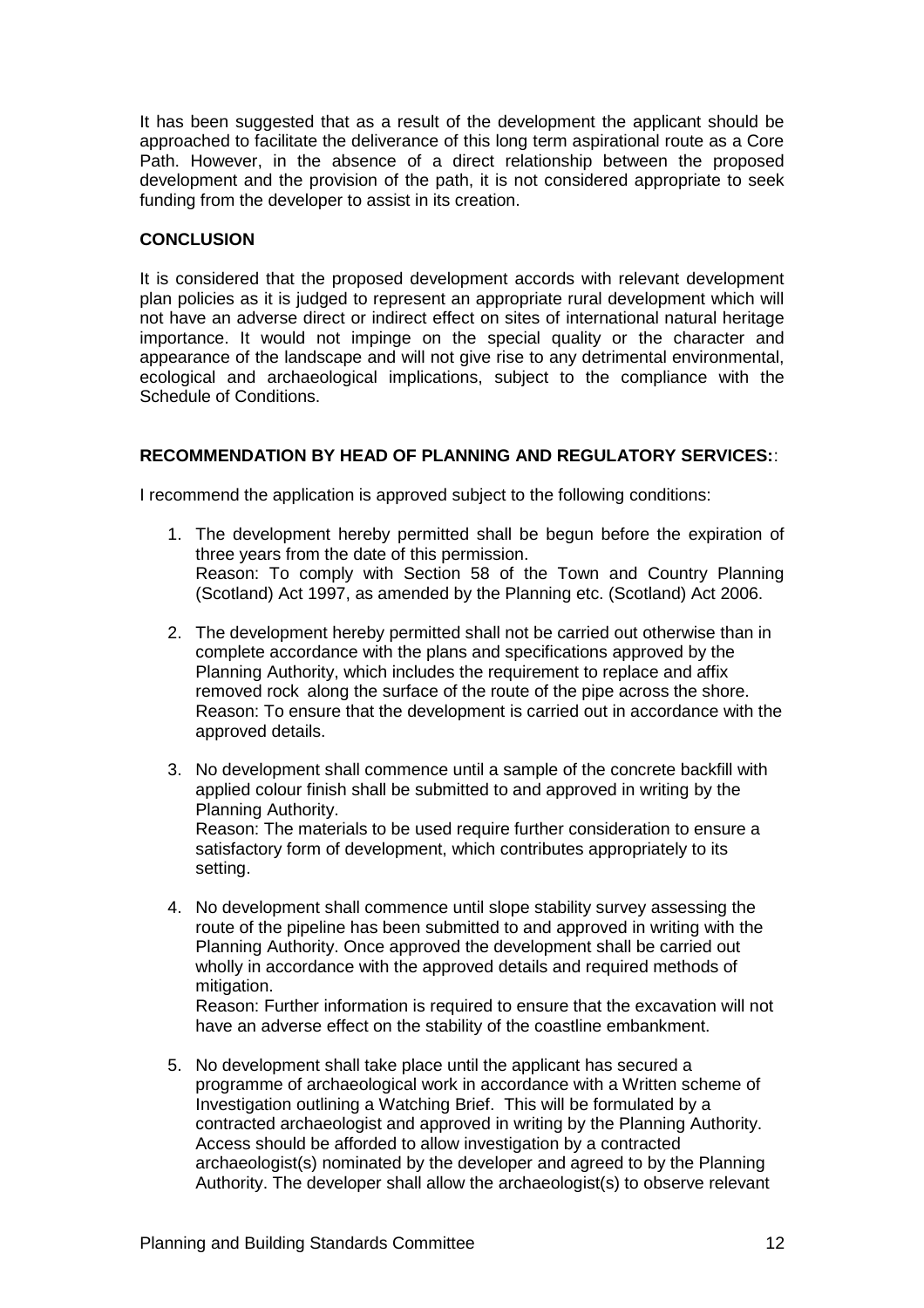It has been suggested that as a result of the development the applicant should be approached to facilitate the deliverance of this long term aspirational route as a Core Path. However, in the absence of a direct relationship between the proposed development and the provision of the path, it is not considered appropriate to seek funding from the developer to assist in its creation.

**CONCLUSION**

It is considered that the proposed development accords with relevant development plan policies as it is judged to represent an appropriate rural development which will not have an adverse direct or indirect effect on sites of international natural heritage importance. It would not impinge on the special quality or the character and appearance of the landscape and will not give rise to any detrimental environmental, ecological and archaeological implications, subject to the compliance with the Schedule of Conditions.

**RECOMMENDATION BY HEAD OF PLANNING AND REGULATORY SERVICES:**:

I recommend the application is approved subject to the following conditions:

1. The development hereby permitted shall be begun before the expiration of three years from the date of this permission.
   Reason: To comply with Section 58 of the Town and Country Planning (Scotland) Act 1997, as amended by the Planning etc. (Scotland) Act 2006.

2. The development hereby permitted shall not be carried out otherwise than in complete accordance with the plans and specifications approved by the Planning Authority, which includes the requirement to replace and affix removed rock along the surface of the route of the pipe across the shore.
   Reason: To ensure that the development is carried out in accordance with the approved details.

3. No development shall commence until a sample of the concrete backfill with applied colour finish shall be submitted to and approved in writing by the Planning Authority.
   Reason: The materials to be used require further consideration to ensure a satisfactory form of development, which contributes appropriately to its setting.

4. No development shall commence until slope stability survey assessing the route of the pipeline has been submitted to and approved in writing with the Planning Authority. Once approved the development shall be carried out wholly in accordance with the approved details and required methods of mitigation.
   Reason: Further information is required to ensure that the excavation will not have an adverse effect on the stability of the coastline embankment.

5. No development shall take place until the applicant has secured a programme of archaeological work in accordance with a Written scheme of Investigation outlining a Watching Brief. This will be formulated by a contracted archaeologist and approved in writing by the Planning Authority. Access should be afforded to allow investigation by a contracted archaeologist(s) nominated by the developer and agreed to by the Planning Authority. The developer shall allow the archaeologist(s) to observe relevant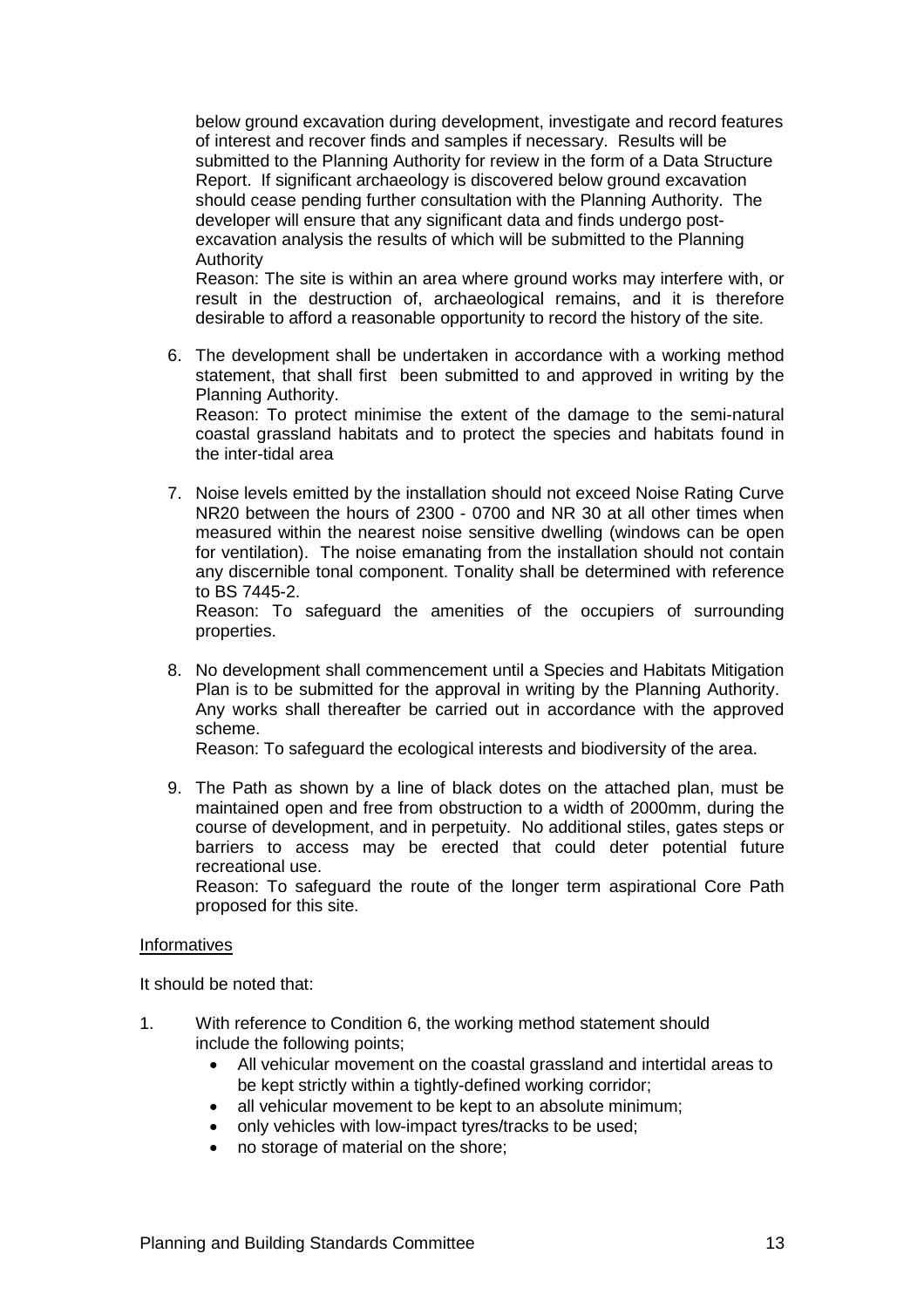below ground excavation during development, investigate and record features of interest and recover finds and samples if necessary. Results will be submitted to the Planning Authority for review in the form of a Data Structure Report. If significant archaeology is discovered below ground excavation should cease pending further consultation with the Planning Authority. The developer will ensure that any significant data and finds undergo post-excavation analysis the results of which will be submitted to the Planning Authority

Reason: The site is within an area where ground works may interfere with, or result in the destruction of, archaeological remains, and it is therefore desirable to afford a reasonable opportunity to record the history of the site.

6. The development shall be undertaken in accordance with a working method statement, that shall first been submitted to and approved in writing by the Planning Authority.
   Reason: To protect minimise the extent of the damage to the semi-natural coastal grassland habitats and to protect the species and habitats found in the inter-tidal area

7. Noise levels emitted by the installation should not exceed Noise Rating Curve NR20 between the hours of 2300 - 0700 and NR 30 at all other times when measured within the nearest noise sensitive dwelling (windows can be open for ventilation). The noise emanating from the installation should not contain any discernible tonal component. Tonality shall be determined with reference to BS 7445-2.
   Reason: To safeguard the amenities of the occupiers of surrounding properties.

8. No development shall commencement until a Species and Habitats Mitigation Plan is to be submitted for the approval in writing by the Planning Authority. Any works shall thereafter be carried out in accordance with the approved scheme.
   Reason: To safeguard the ecological interests and biodiversity of the area.

9. The Path as shown by a line of black dots on the attached plan, must be maintained open and free from obstruction to a width of 2000mm, during the course of development, and in perpetuity. No additional stiles, gates steps or barriers to access may be erected that could deter potential future recreational use.
   Reason: To safeguard the route of the longer term aspirational Core Path proposed for this site.

Informatives

It should be noted that:

1. With reference to Condition 6, the working method statement should include the following points;
   - All vehicular movement on the coastal grassland and intertidal areas to be kept strictly within a tightly-defined working corridor;
   - all vehicular movement to be kept to an absolute minimum;
   - only vehicles with low-impact tyres/tracks to be used;
   - no storage of material on the shore;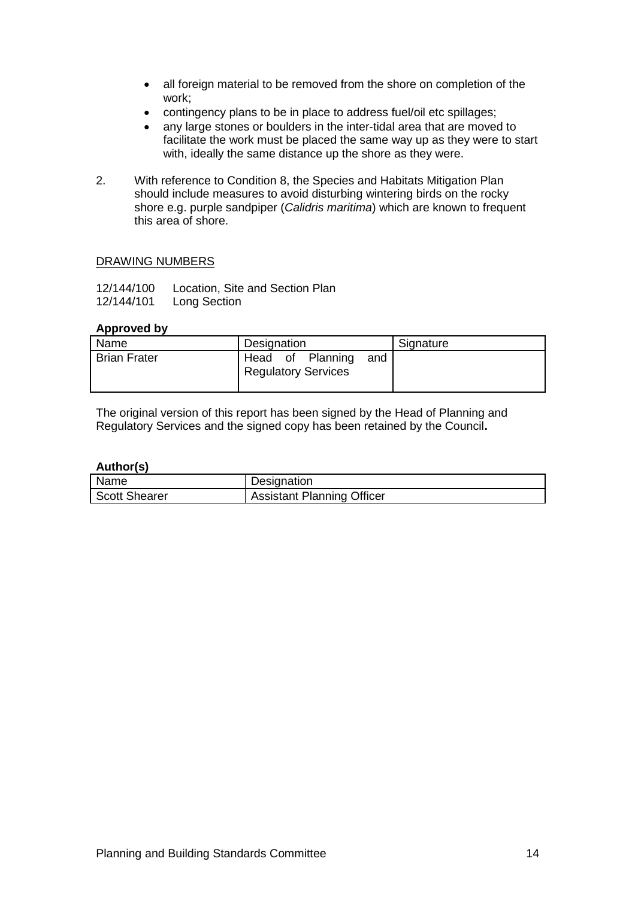- all foreign material to be removed from the shore on completion of the work;
- contingency plans to be in place to address fuel/oil etc spillages;
- any large stones or boulders in the inter-tidal area that are moved to facilitate the work must be placed the same way up as they were to start with, ideally the same distance up the shore as they were.

2. With reference to Condition 8, the Species and Habitats Mitigation Plan should include measures to avoid disturbing wintering birds on the rocky shore e.g. purple sandpiper (*Calidris maritima*) which are known to frequent this area of shore.

DRAWING NUMBERS

12/144/100 Location, Site and Section Plan
12/144/101 Long Section

**Approved by**

| Name | Designation | Signature |
|---|---|---|
| Brian Frater | Head of Planning and Regulatory Services | |

The original version of this report has been signed by the Head of Planning and Regulatory Services and the signed copy has been retained by the Council**.**

**Author(s)**

| Name | Designation |
|---|---|
| Scott Shearer | Assistant Planning Officer |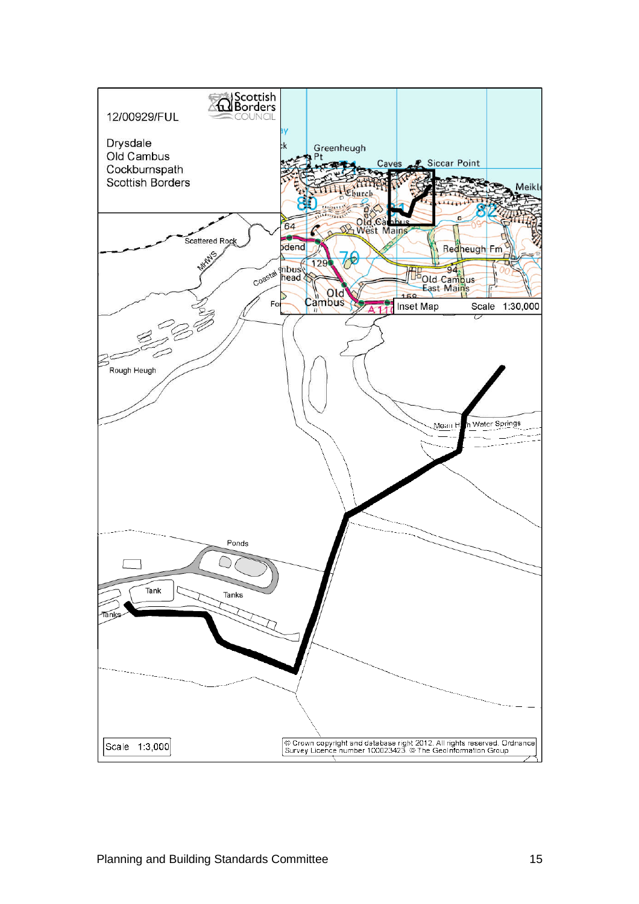12/00929/FUL

Drysdale
Old Cambus
Cockburnspath
Scottish Borders

Scottish Borders COUNCIL

Inset Map Scale 1:30,000

Scattered Rock

MHWS

Coastal

Rough Heugh

Mean High Water Springs

Ponds

Tank

Tanks

Tanks

Greenheugh Pt

Caves

Siccar Point

Church

Old Cambus West Mains

Redheugh Fm

Old Cambus East Mains

Old Cambus

Scale 1:3,000

© Crown copyright and database right 2012. All rights reserved. Ordnance Survey Licence number 100023423 © The GeoInformation Group